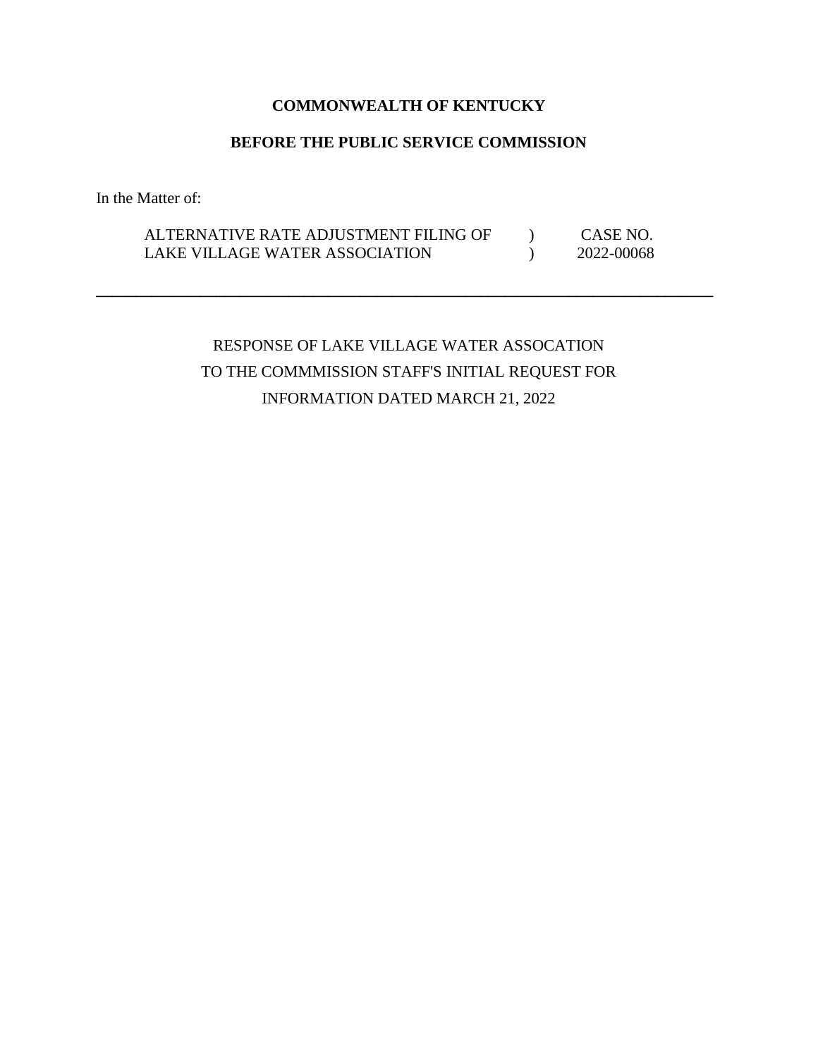**COMMONWEALTH OF KENTUCKY**

**BEFORE THE PUBLIC SERVICE COMMISSION**

In the Matter of:

| | | |
|---|---|---|
| ALTERNATIVE RATE ADJUSTMENT FILING OF | ) | CASE NO. |
| LAKE VILLAGE WATER ASSOCIATION | ) | 2022-00068 |

---

RESPONSE OF LAKE VILLAGE WATER ASSOCATION
TO THE COMMMISSION STAFF'S INITIAL REQUEST FOR
INFORMATION DATED MARCH 21, 2022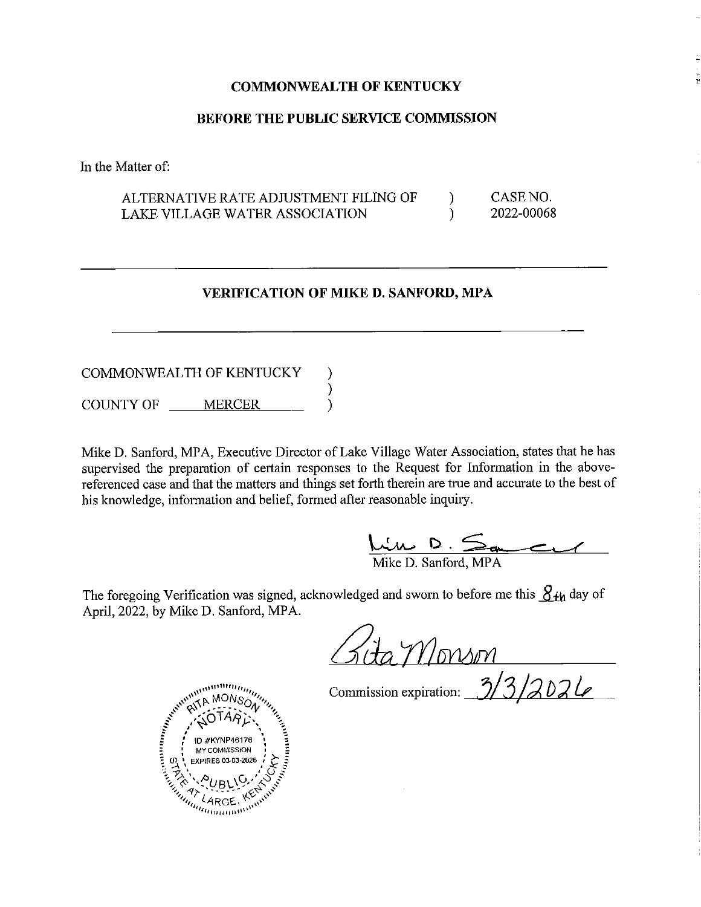**COMMONWEALTH OF KENTUCKY**

**BEFORE THE PUBLIC SERVICE COMMISSION**

In the Matter of:

| | | |
|---|---|---|
| ALTERNATIVE RATE ADJUSTMENT FILING OF LAKE VILLAGE WATER ASSOCIATION | ) ) | CASE NO. 2022-00068 |

---

**VERIFICATION OF MIKE D. SANFORD, MPA**

---

COMMONWEALTH OF KENTUCKY )
)
COUNTY OF MERCER )

Mike D. Sanford, MPA, Executive Director of Lake Village Water Association, states that he has supervised the preparation of certain responses to the Request for Information in the above-referenced case and that the matters and things set forth therein are true and accurate to the best of his knowledge, information and belief, formed after reasonable inquiry.

Mike D. Sanford (signature)

Mike D. Sanford, MPA

The foregoing Verification was signed, acknowledged and sworn to before me this 8th day of April, 2022, by Mike D. Sanford, MPA.

Rita Monson (signature)

Commission expiration: 3/3/2026

RITA MONSON
NOTARY
ID #KYNP46176
MY COMMISSION EXPIRES 03-03-2026
STATE AT LARGE, KENTUCKY
PUBLIC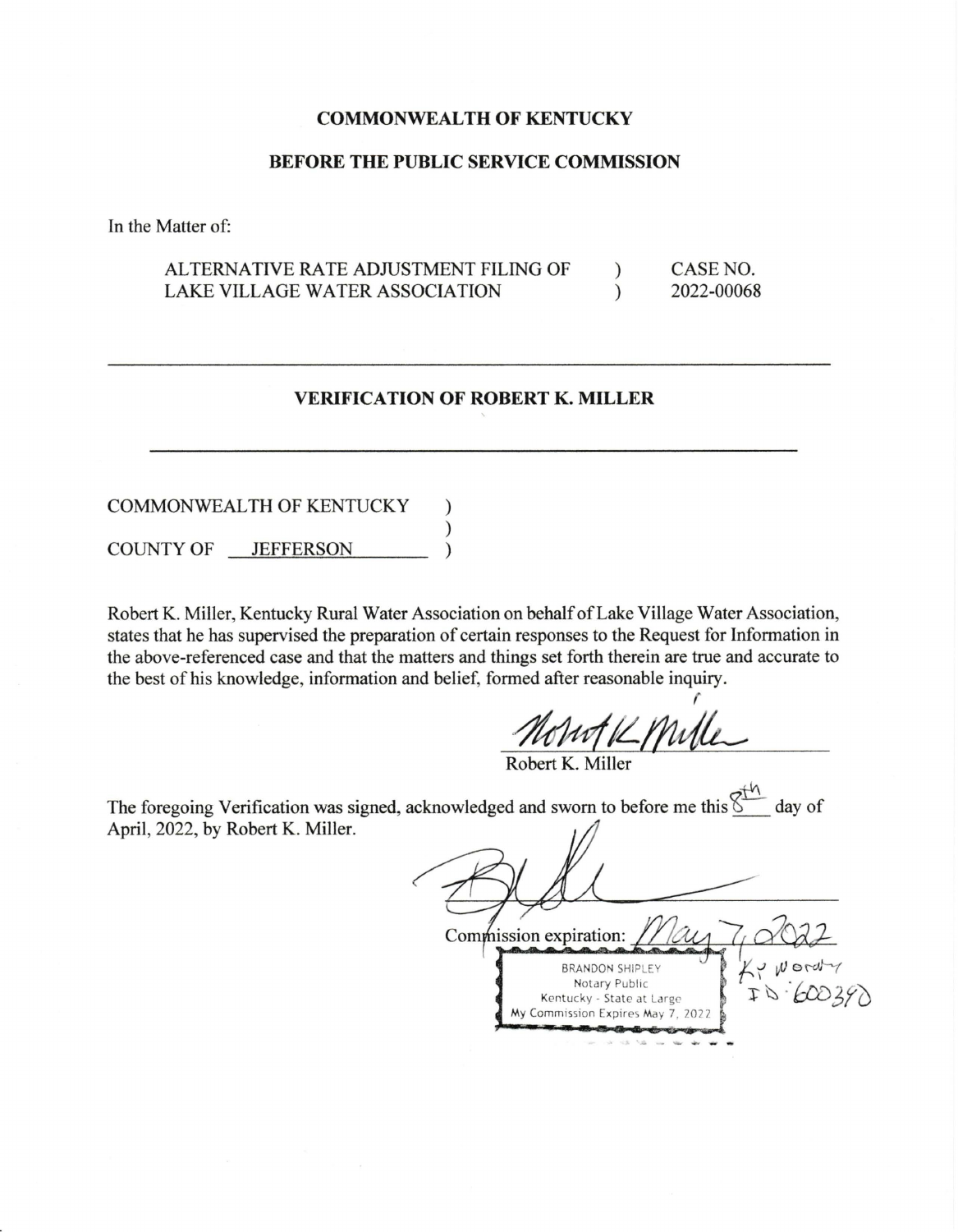**COMMONWEALTH OF KENTUCKY**

**BEFORE THE PUBLIC SERVICE COMMISSION**

In the Matter of:

| | | |
|---|---|---|
| ALTERNATIVE RATE ADJUSTMENT FILING OF LAKE VILLAGE WATER ASSOCIATION | ) ) | CASE NO. 2022-00068 |

---

**VERIFICATION OF ROBERT K. MILLER**

---

COMMONWEALTH OF KENTUCKY )
)
COUNTY OF JEFFERSON )

Robert K. Miller, Kentucky Rural Water Association on behalf of Lake Village Water Association, states that he has supervised the preparation of certain responses to the Request for Information in the above-referenced case and that the matters and things set forth therein are true and accurate to the best of his knowledge, information and belief, formed after reasonable inquiry.

Robert K. Miller

The foregoing Verification was signed, acknowledged and sworn to before me this 8th day of April, 2022, by Robert K. Miller.

Commission expiration: May 7, 2022

BRANDON SHIPLEY
Notary Public
Kentucky - State at Large
My Commission Expires May 7, 2022

KY Notary ID: 600390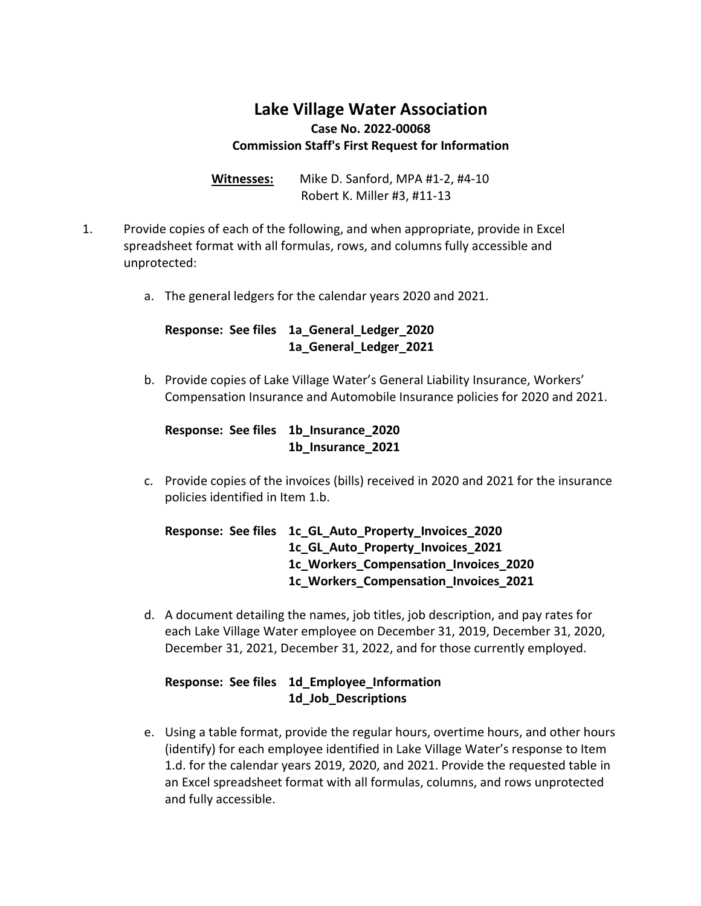# Lake Village Water Association

**Case No. 2022-00068**

**Commission Staff's First Request for Information**

**Witnesses:** Mike D. Sanford, MPA #1-2, #4-10
Robert K. Miller #3, #11-13

1. Provide copies of each of the following, and when appropriate, provide in Excel spreadsheet format with all formulas, rows, and columns fully accessible and unprotected:

   a. The general ledgers for the calendar years 2020 and 2021.

      **Response: See files 1a_General_Ledger_2020**
      **1a_General_Ledger_2021**

   b. Provide copies of Lake Village Water's General Liability Insurance, Workers' Compensation Insurance and Automobile Insurance policies for 2020 and 2021.

      **Response: See files 1b_Insurance_2020**
      **1b_Insurance_2021**

   c. Provide copies of the invoices (bills) received in 2020 and 2021 for the insurance policies identified in Item 1.b.

      **Response: See files 1c_GL_Auto_Property_Invoices_2020**
      **1c_GL_Auto_Property_Invoices_2021**
      **1c_Workers_Compensation_Invoices_2020**
      **1c_Workers_Compensation_Invoices_2021**

   d. A document detailing the names, job titles, job description, and pay rates for each Lake Village Water employee on December 31, 2019, December 31, 2020, December 31, 2021, December 31, 2022, and for those currently employed.

      **Response: See files 1d_Employee_Information**
      **1d_Job_Descriptions**

   e. Using a table format, provide the regular hours, overtime hours, and other hours (identify) for each employee identified in Lake Village Water's response to Item 1.d. for the calendar years 2019, 2020, and 2021. Provide the requested table in an Excel spreadsheet format with all formulas, columns, and rows unprotected and fully accessible.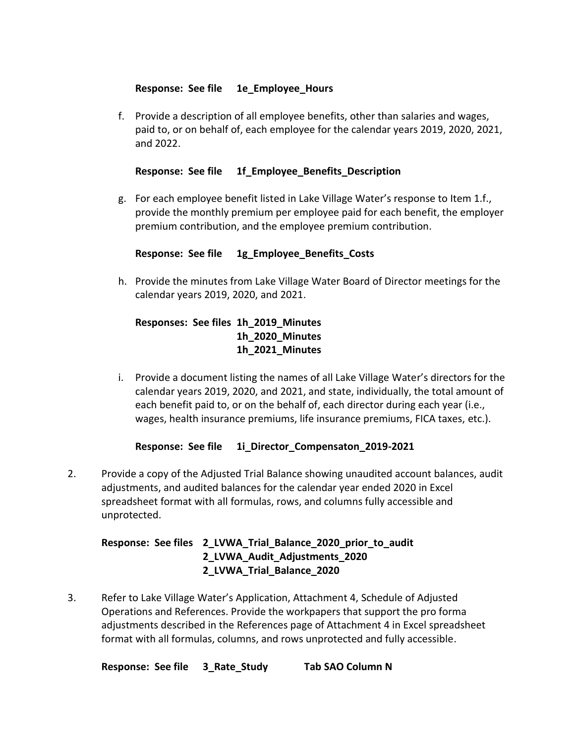**Response: See file 1e_Employee_Hours**

f. Provide a description of all employee benefits, other than salaries and wages, paid to, or on behalf of, each employee for the calendar years 2019, 2020, 2021, and 2022.

**Response: See file 1f_Employee_Benefits_Description**

g. For each employee benefit listed in Lake Village Water's response to Item 1.f., provide the monthly premium per employee paid for each benefit, the employer premium contribution, and the employee premium contribution.

**Response: See file 1g_Employee_Benefits_Costs**

h. Provide the minutes from Lake Village Water Board of Director meetings for the calendar years 2019, 2020, and 2021.

**Responses: See files 1h_2019_Minutes**
**1h_2020_Minutes**
**1h_2021_Minutes**

i. Provide a document listing the names of all Lake Village Water's directors for the calendar years 2019, 2020, and 2021, and state, individually, the total amount of each benefit paid to, or on the behalf of, each director during each year (i.e., wages, health insurance premiums, life insurance premiums, FICA taxes, etc.).

**Response: See file 1i_Director_Compensaton_2019-2021**

2. Provide a copy of the Adjusted Trial Balance showing unaudited account balances, audit adjustments, and audited balances for the calendar year ended 2020 in Excel spreadsheet format with all formulas, rows, and columns fully accessible and unprotected.

**Response: See files 2_LVWA_Trial_Balance_2020_prior_to_audit**
**2_LVWA_Audit_Adjustments_2020**
**2_LVWA_Trial_Balance_2020**

3. Refer to Lake Village Water's Application, Attachment 4, Schedule of Adjusted Operations and References. Provide the workpapers that support the pro forma adjustments described in the References page of Attachment 4 in Excel spreadsheet format with all formulas, columns, and rows unprotected and fully accessible.

**Response: See file 3_Rate_Study Tab SAO Column N**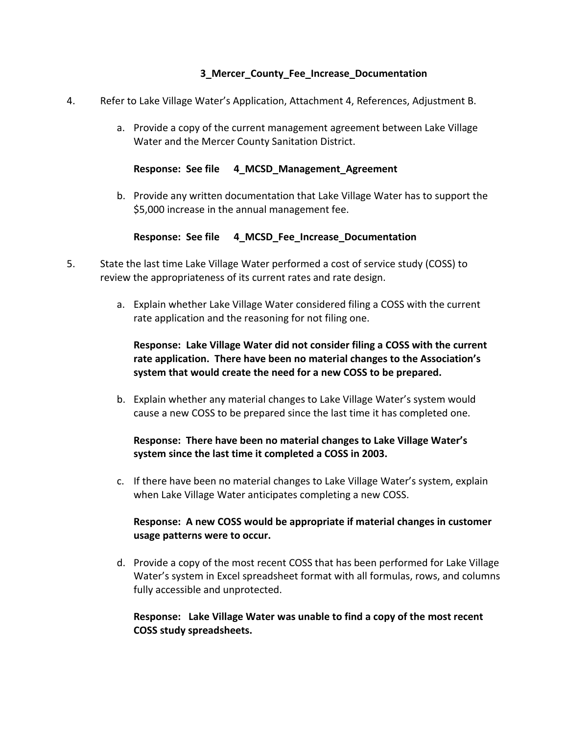**3_Mercer_County_Fee_Increase_Documentation**

4. Refer to Lake Village Water's Application, Attachment 4, References, Adjustment B.

   a. Provide a copy of the current management agreement between Lake Village Water and the Mercer County Sanitation District.

      **Response: See file 4_MCSD_Management_Agreement**

   b. Provide any written documentation that Lake Village Water has to support the $5,000 increase in the annual management fee.

      **Response: See file 4_MCSD_Fee_Increase_Documentation**

5. State the last time Lake Village Water performed a cost of service study (COSS) to review the appropriateness of its current rates and rate design.

   a. Explain whether Lake Village Water considered filing a COSS with the current rate application and the reasoning for not filing one.

      **Response: Lake Village Water did not consider filing a COSS with the current rate application. There have been no material changes to the Association's system that would create the need for a new COSS to be prepared.**

   b. Explain whether any material changes to Lake Village Water's system would cause a new COSS to be prepared since the last time it has completed one.

      **Response: There have been no material changes to Lake Village Water's system since the last time it completed a COSS in 2003.**

   c. If there have been no material changes to Lake Village Water's system, explain when Lake Village Water anticipates completing a new COSS.

      **Response: A new COSS would be appropriate if material changes in customer usage patterns were to occur.**

   d. Provide a copy of the most recent COSS that has been performed for Lake Village Water's system in Excel spreadsheet format with all formulas, rows, and columns fully accessible and unprotected.

      **Response: Lake Village Water was unable to find a copy of the most recent COSS study spreadsheets.**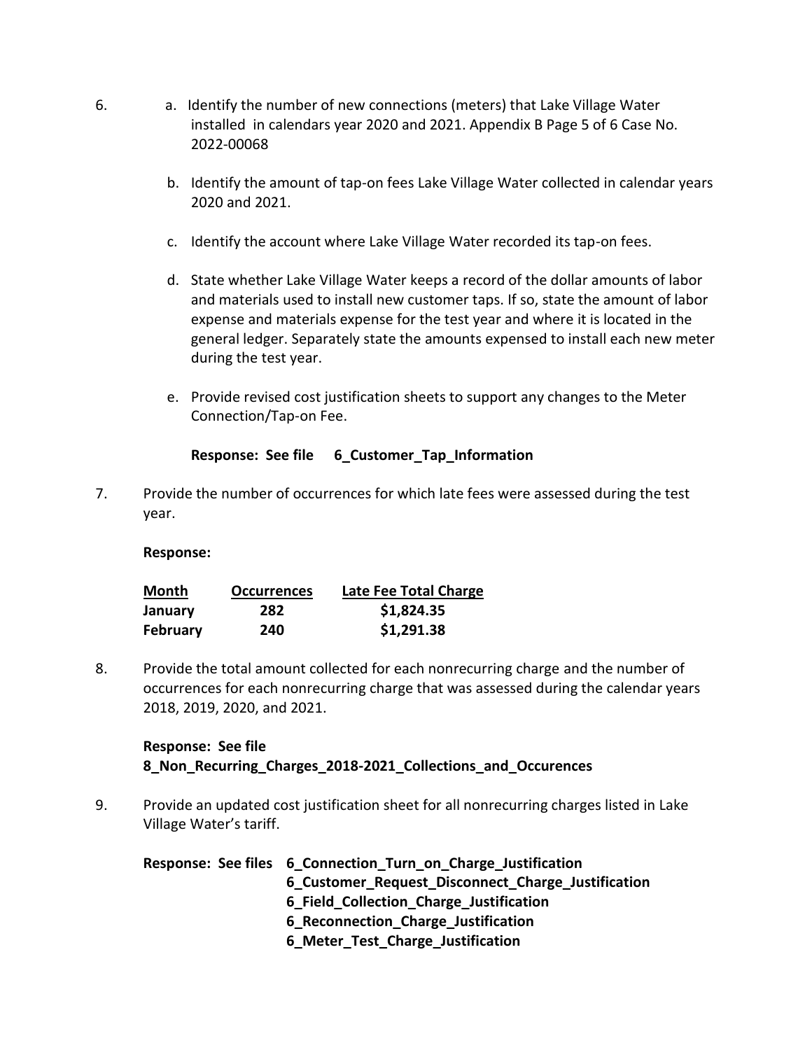6. a. Identify the number of new connections (meters) that Lake Village Water installed in calendars year 2020 and 2021. Appendix B Page 5 of 6 Case No. 2022-00068

   b. Identify the amount of tap-on fees Lake Village Water collected in calendar years 2020 and 2021.

   c. Identify the account where Lake Village Water recorded its tap-on fees.

   d. State whether Lake Village Water keeps a record of the dollar amounts of labor and materials used to install new customer taps. If so, state the amount of labor expense and materials expense for the test year and where it is located in the general ledger. Separately state the amounts expensed to install each new meter during the test year.

   e. Provide revised cost justification sheets to support any changes to the Meter Connection/Tap-on Fee.

   **Response: See file 6_Customer_Tap_Information**

7. Provide the number of occurrences for which late fees were assessed during the test year.

   **Response:**

   | Month | Occurrences | Late Fee Total Charge |
   |---|---|---|
   | **January** | **282** | **$1,824.35** |
   | **February** | **240** | **$1,291.38** |

8. Provide the total amount collected for each nonrecurring charge and the number of occurrences for each nonrecurring charge that was assessed during the calendar years 2018, 2019, 2020, and 2021.

   **Response: See file 8_Non_Recurring_Charges_2018-2021_Collections_and_Occurences**

9. Provide an updated cost justification sheet for all nonrecurring charges listed in Lake Village Water's tariff.

   **Response: See files 6_Connection_Turn_on_Charge_Justification**
   **6_Customer_Request_Disconnect_Charge_Justification**
   **6_Field_Collection_Charge_Justification**
   **6_Reconnection_Charge_Justification**
   **6_Meter_Test_Charge_Justification**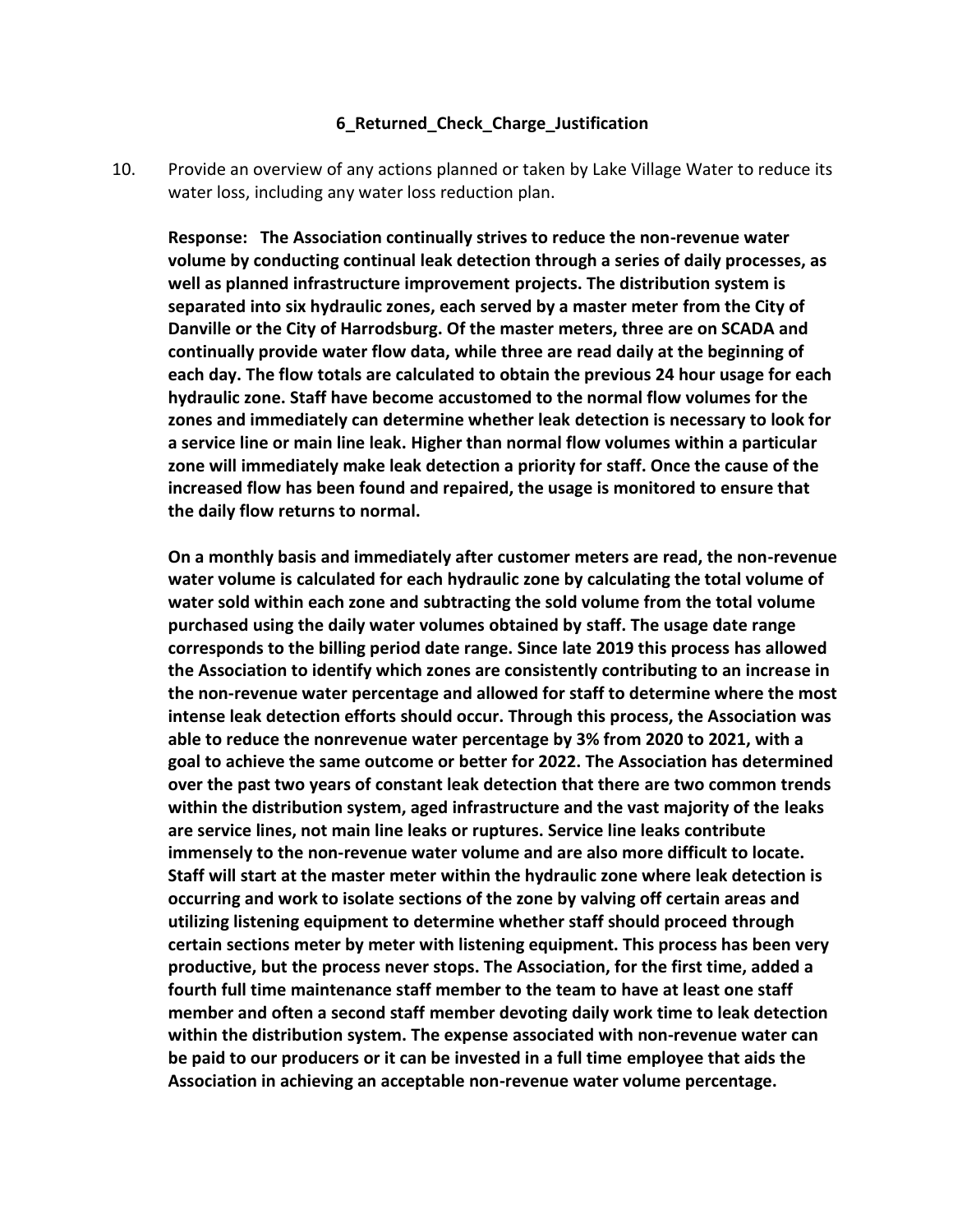**6_Returned_Check_Charge_Justification**

10. Provide an overview of any actions planned or taken by Lake Village Water to reduce its water loss, including any water loss reduction plan.

**Response: The Association continually strives to reduce the non-revenue water volume by conducting continual leak detection through a series of daily processes, as well as planned infrastructure improvement projects. The distribution system is separated into six hydraulic zones, each served by a master meter from the City of Danville or the City of Harrodsburg. Of the master meters, three are on SCADA and continually provide water flow data, while three are read daily at the beginning of each day. The flow totals are calculated to obtain the previous 24 hour usage for each hydraulic zone. Staff have become accustomed to the normal flow volumes for the zones and immediately can determine whether leak detection is necessary to look for a service line or main line leak. Higher than normal flow volumes within a particular zone will immediately make leak detection a priority for staff. Once the cause of the increased flow has been found and repaired, the usage is monitored to ensure that the daily flow returns to normal.**

**On a monthly basis and immediately after customer meters are read, the non-revenue water volume is calculated for each hydraulic zone by calculating the total volume of water sold within each zone and subtracting the sold volume from the total volume purchased using the daily water volumes obtained by staff. The usage date range corresponds to the billing period date range. Since late 2019 this process has allowed the Association to identify which zones are consistently contributing to an increase in the non-revenue water percentage and allowed for staff to determine where the most intense leak detection efforts should occur. Through this process, the Association was able to reduce the nonrevenue water percentage by 3% from 2020 to 2021, with a goal to achieve the same outcome or better for 2022. The Association has determined over the past two years of constant leak detection that there are two common trends within the distribution system, aged infrastructure and the vast majority of the leaks are service lines, not main line leaks or ruptures. Service line leaks contribute immensely to the non-revenue water volume and are also more difficult to locate. Staff will start at the master meter within the hydraulic zone where leak detection is occurring and work to isolate sections of the zone by valving off certain areas and utilizing listening equipment to determine whether staff should proceed through certain sections meter by meter with listening equipment. This process has been very productive, but the process never stops. The Association, for the first time, added a fourth full time maintenance staff member to the team to have at least one staff member and often a second staff member devoting daily work time to leak detection within the distribution system. The expense associated with non-revenue water can be paid to our producers or it can be invested in a full time employee that aids the Association in achieving an acceptable non-revenue water volume percentage.**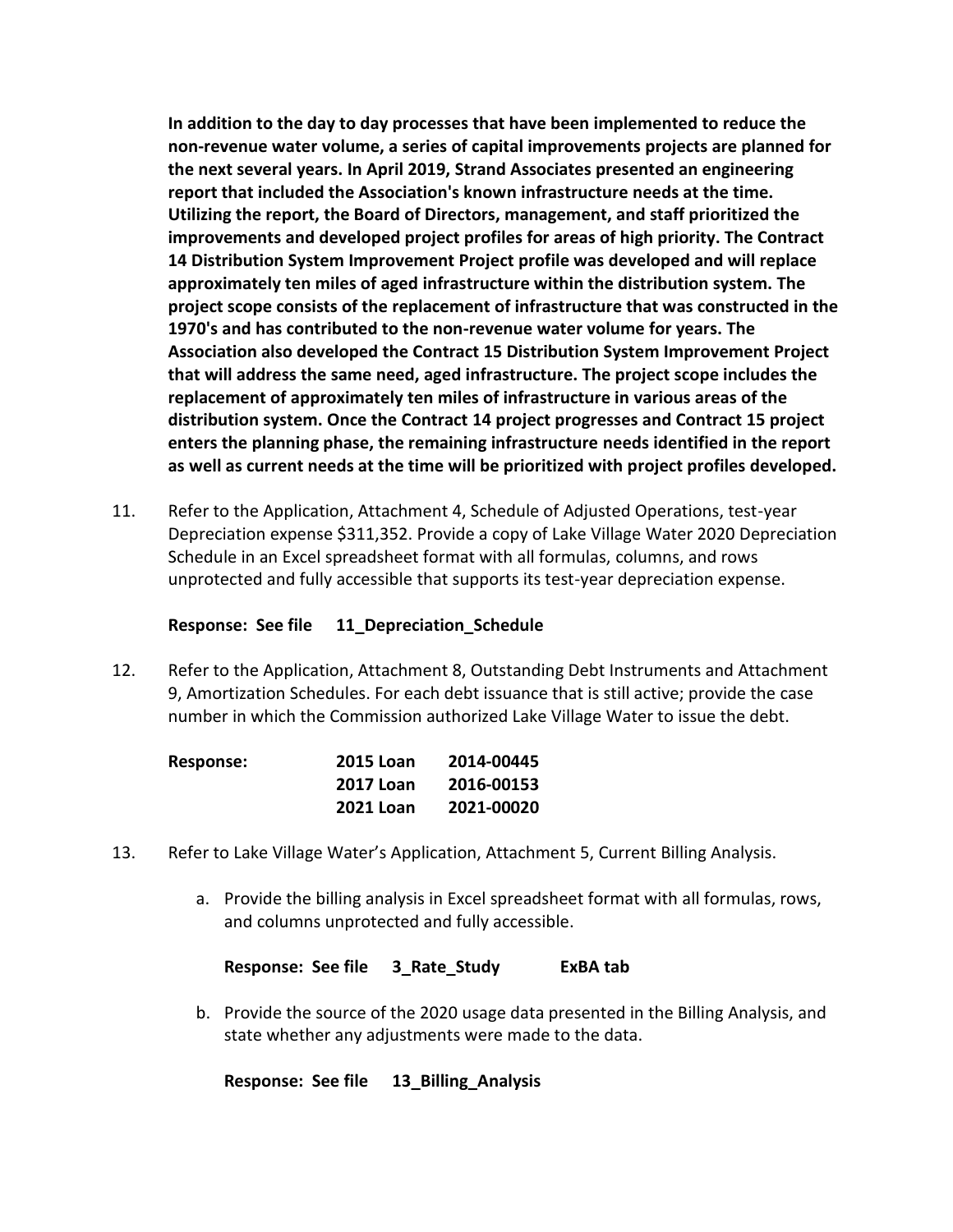**In addition to the day to day processes that have been implemented to reduce the non-revenue water volume, a series of capital improvements projects are planned for the next several years. In April 2019, Strand Associates presented an engineering report that included the Association's known infrastructure needs at the time. Utilizing the report, the Board of Directors, management, and staff prioritized the improvements and developed project profiles for areas of high priority. The Contract 14 Distribution System Improvement Project profile was developed and will replace approximately ten miles of aged infrastructure within the distribution system. The project scope consists of the replacement of infrastructure that was constructed in the 1970's and has contributed to the non-revenue water volume for years. The Association also developed the Contract 15 Distribution System Improvement Project that will address the same need, aged infrastructure. The project scope includes the replacement of approximately ten miles of infrastructure in various areas of the distribution system. Once the Contract 14 project progresses and Contract 15 project enters the planning phase, the remaining infrastructure needs identified in the report as well as current needs at the time will be prioritized with project profiles developed.**

11. Refer to the Application, Attachment 4, Schedule of Adjusted Operations, test-year Depreciation expense $311,352. Provide a copy of Lake Village Water 2020 Depreciation Schedule in an Excel spreadsheet format with all formulas, columns, and rows unprotected and fully accessible that supports its test-year depreciation expense.

    **Response: See file 11_Depreciation_Schedule**

12. Refer to the Application, Attachment 8, Outstanding Debt Instruments and Attachment 9, Amortization Schedules. For each debt issuance that is still active; provide the case number in which the Commission authorized Lake Village Water to issue the debt.

    | **Response:** | **2015 Loan** | **2014-00445** |
    |---|---|---|
    | | **2017 Loan** | **2016-00153** |
    | | **2021 Loan** | **2021-00020** |

13. Refer to Lake Village Water's Application, Attachment 5, Current Billing Analysis.

    a. Provide the billing analysis in Excel spreadsheet format with all formulas, rows, and columns unprotected and fully accessible.

       **Response: See file 3_Rate_Study ExBA tab**

    b. Provide the source of the 2020 usage data presented in the Billing Analysis, and state whether any adjustments were made to the data.

       **Response: See file 13_Billing_Analysis**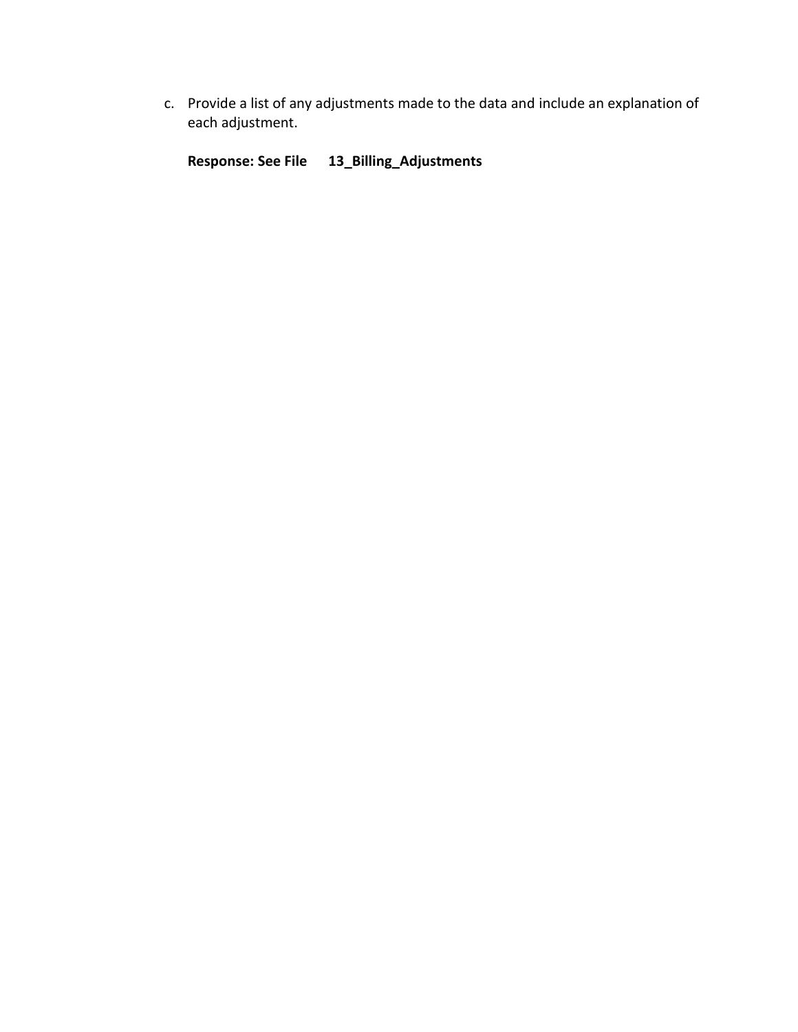c. Provide a list of any adjustments made to the data and include an explanation of each adjustment.

**Response: See File 13_Billing_Adjustments**